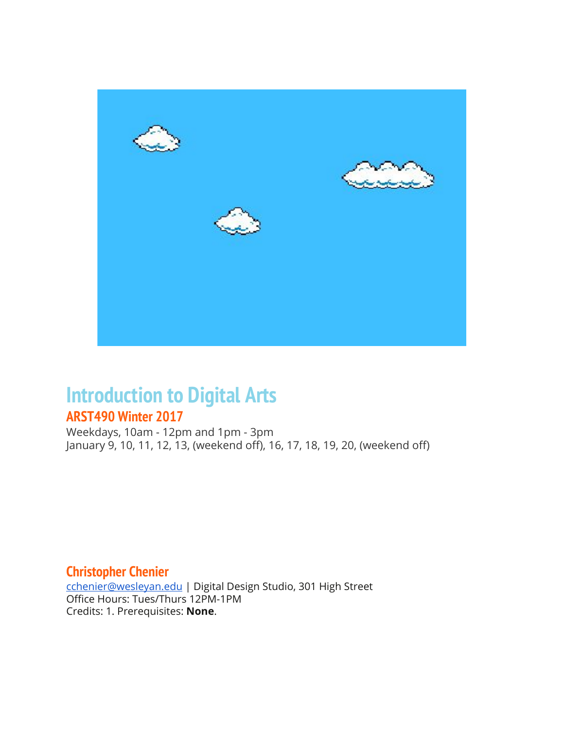# Introduction to Digital Arts

## ARST490 Winter 2017

Weekdays, 10am - 12pm and 1pm - 3pm
January 9, 10, 11, 12, 13, (weekend off), 16, 17, 18, 19, 20, (weekend off)

## Christopher Chenier

cchenier@wesleyan.edu | Digital Design Studio, 301 High Street
Office Hours: Tues/Thurs 12PM-1PM
Credits: 1. Prerequisites: **None**.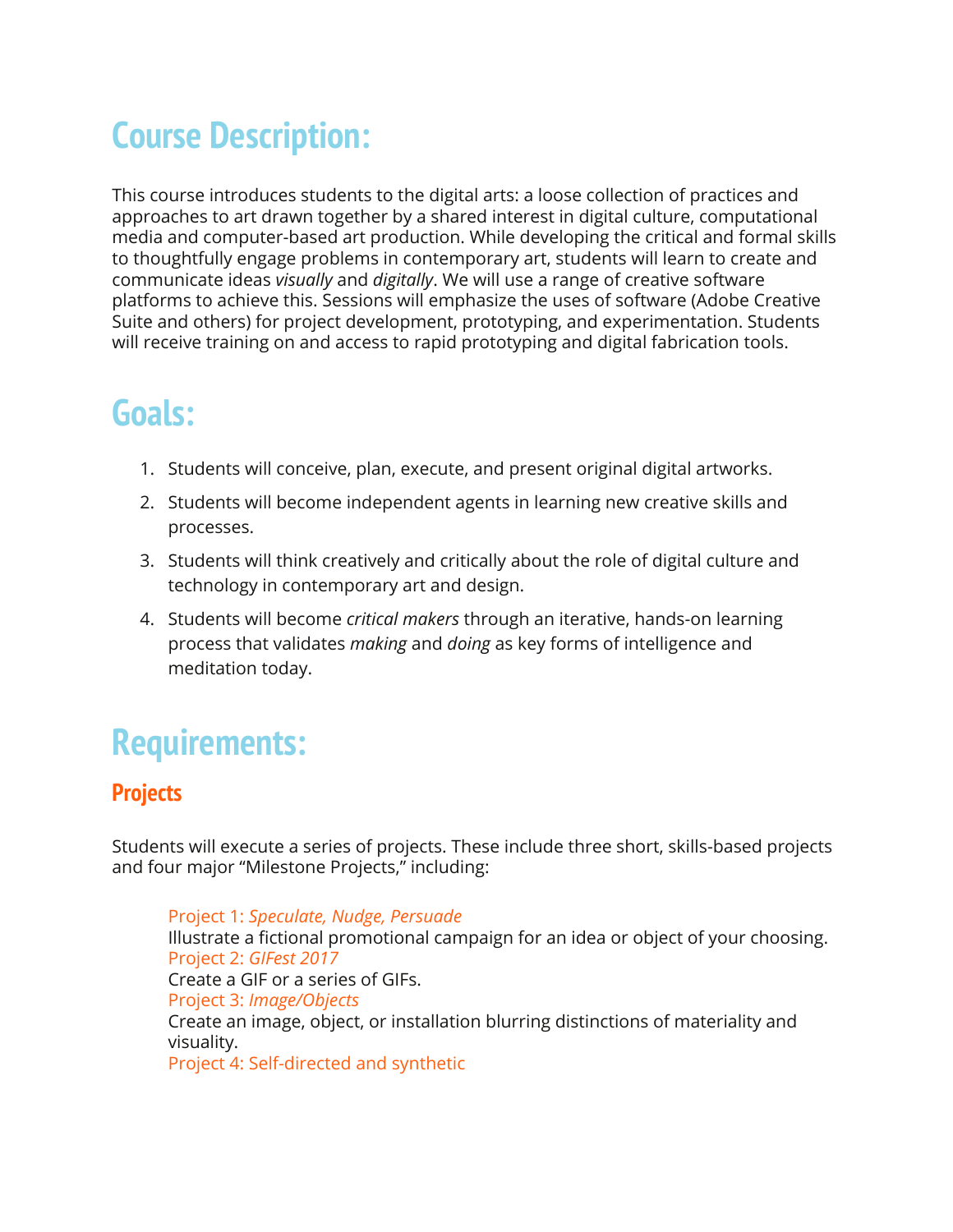# Course Description:

This course introduces students to the digital arts: a loose collection of practices and approaches to art drawn together by a shared interest in digital culture, computational media and computer-based art production. While developing the critical and formal skills to thoughtfully engage problems in contemporary art, students will learn to create and communicate ideas *visually* and *digitally*. We will use a range of creative software platforms to achieve this. Sessions will emphasize the uses of software (Adobe Creative Suite and others) for project development, prototyping, and experimentation. Students will receive training on and access to rapid prototyping and digital fabrication tools.

# Goals:

1. Students will conceive, plan, execute, and present original digital artworks.
2. Students will become independent agents in learning new creative skills and processes.
3. Students will think creatively and critically about the role of digital culture and technology in contemporary art and design.
4. Students will become *critical makers* through an iterative, hands-on learning process that validates *making* and *doing* as key forms of intelligence and meditation today.

# Requirements:

## Projects

Students will execute a series of projects. These include three short, skills-based projects and four major "Milestone Projects," including:

Project 1: *Speculate, Nudge, Persuade*
Illustrate a fictional promotional campaign for an idea or object of your choosing.
Project 2: *GIFest 2017*
Create a GIF or a series of GIFs.
Project 3: *Image/Objects*
Create an image, object, or installation blurring distinctions of materiality and visuality.
Project 4: Self-directed and synthetic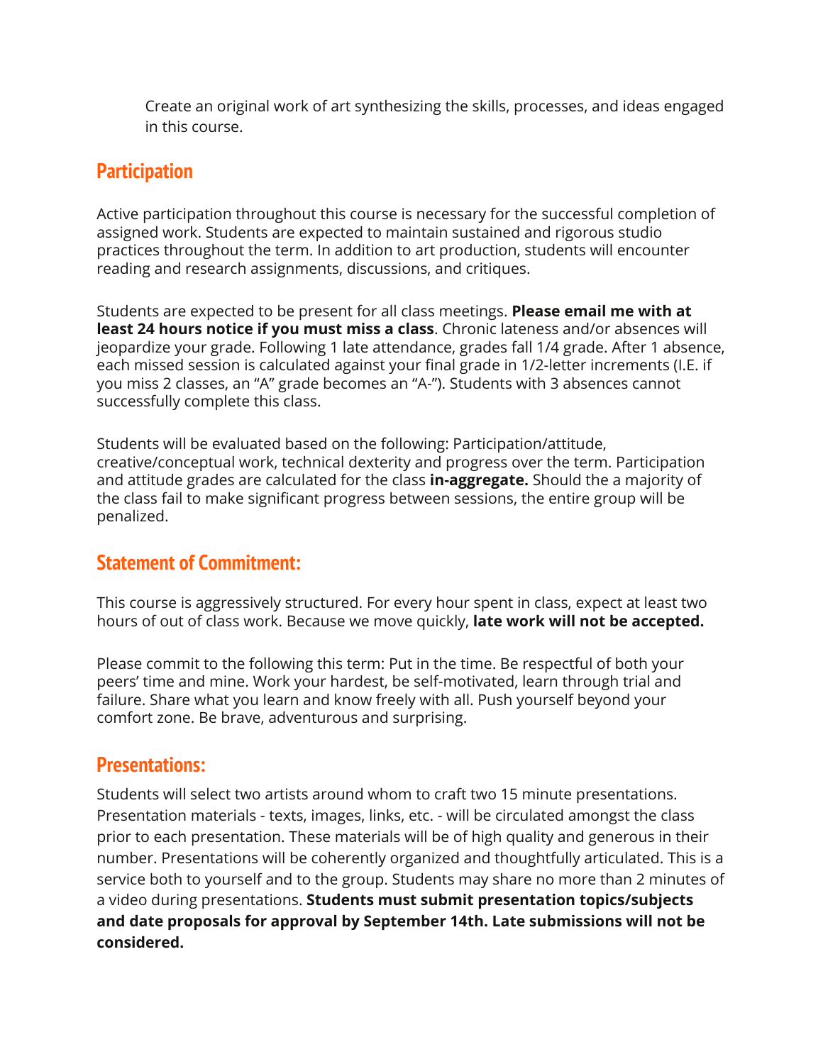Create an original work of art synthesizing the skills, processes, and ideas engaged in this course.

## Participation

Active participation throughout this course is necessary for the successful completion of assigned work. Students are expected to maintain sustained and rigorous studio practices throughout the term. In addition to art production, students will encounter reading and research assignments, discussions, and critiques.

Students are expected to be present for all class meetings. **Please email me with at least 24 hours notice if you must miss a class**. Chronic lateness and/or absences will jeopardize your grade. Following 1 late attendance, grades fall 1/4 grade. After 1 absence, each missed session is calculated against your final grade in 1/2-letter increments (I.E. if you miss 2 classes, an "A" grade becomes an "A-"). Students with 3 absences cannot successfully complete this class.

Students will be evaluated based on the following: Participation/attitude, creative/conceptual work, technical dexterity and progress over the term. Participation and attitude grades are calculated for the class **in-aggregate.** Should the a majority of the class fail to make significant progress between sessions, the entire group will be penalized.

## Statement of Commitment:

This course is aggressively structured. For every hour spent in class, expect at least two hours of out of class work. Because we move quickly, **late work will not be accepted.**

Please commit to the following this term: Put in the time. Be respectful of both your peers' time and mine. Work your hardest, be self-motivated, learn through trial and failure. Share what you learn and know freely with all. Push yourself beyond your comfort zone. Be brave, adventurous and surprising.

## Presentations:

Students will select two artists around whom to craft two 15 minute presentations. Presentation materials - texts, images, links, etc. - will be circulated amongst the class prior to each presentation. These materials will be of high quality and generous in their number. Presentations will be coherently organized and thoughtfully articulated. This is a service both to yourself and to the group. Students may share no more than 2 minutes of a video during presentations. **Students must submit presentation topics/subjects and date proposals for approval by September 14th. Late submissions will not be considered.**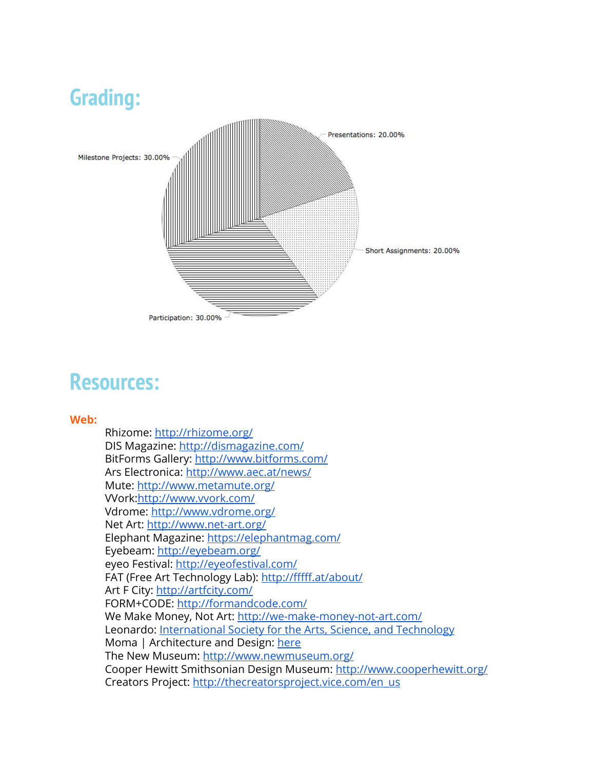## Grading:

Presentations: 20.00%

Short Assignments: 20.00%

Participation: 30.00%

Milestone Projects: 30.00%

## Resources:

**Web:**

Rhizome: [http://rhizome.org/](http://rhizome.org/)
DIS Magazine: [http://dismagazine.com/](http://dismagazine.com/)
BitForms Gallery: [http://www.bitforms.com/](http://www.bitforms.com/)
Ars Electronica: [http://www.aec.at/news/](http://www.aec.at/news/)
Mute: [http://www.metamute.org/](http://www.metamute.org/)
VVork:[http://www.vvork.com/](http://www.vvork.com/)
Vdrome: [http://www.vdrome.org/](http://www.vdrome.org/)
Net Art: [http://www.net-art.org/](http://www.net-art.org/)
Elephant Magazine: [https://elephantmag.com/](https://elephantmag.com/)
Eyebeam: [http://eyebeam.org/](http://eyebeam.org/)
eyeo Festival: [http://eyeofestival.com/](http://eyeofestival.com/)
FAT (Free Art Technology Lab): [http://fffff.at/about/](http://fffff.at/about/)
Art F City: [http://artfcity.com/](http://artfcity.com/)
FORM+CODE: [http://formandcode.com/](http://formandcode.com/)
We Make Money, Not Art: [http://we-make-money-not-art.com/](http://we-make-money-not-art.com/)
Leonardo: International Society for the Arts, Science, and Technology
Moma | Architecture and Design: here
The New Museum: [http://www.newmuseum.org/](http://www.newmuseum.org/)
Cooper Hewitt Smithsonian Design Museum: [http://www.cooperhewitt.org/](http://www.cooperhewitt.org/)
Creators Project: [http://thecreatorsproject.vice.com/en_us](http://thecreatorsproject.vice.com/en_us)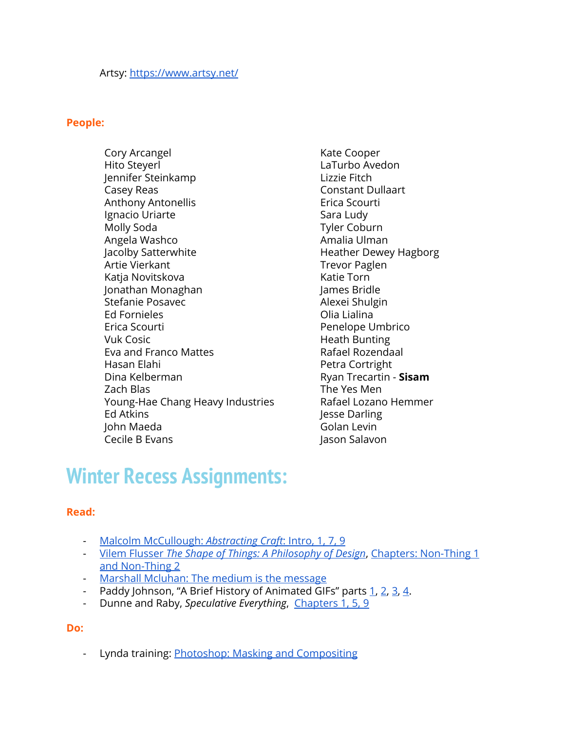Artsy: [https://www.artsy.net/](https://www.artsy.net/)

**People:**

Cory Arcangel
Hito Steyerl
Jennifer Steinkamp
Casey Reas
Anthony Antonellis
Ignacio Uriarte
Molly Soda
Angela Washco
Jacolby Satterwhite
Artie Vierkant
Katja Novitskova
Jonathan Monaghan
Stefanie Posavec
Ed Fornieles
Erica Scourti
Vuk Cosic
Eva and Franco Mattes
Hasan Elahi
Dina Kelberman
Zach Blas
Young-Hae Chang Heavy Industries
Ed Atkins
John Maeda
Cecile B Evans
Kate Cooper
LaTurbo Avedon
Lizzie Fitch
Constant Dullaart
Erica Scourti
Sara Ludy
Tyler Coburn
Amalia Ulman
Heather Dewey Hagborg
Trevor Paglen
Katie Torn
James Bridle
Alexei Shulgin
Olia Lialina
Penelope Umbrico
Heath Bunting
Rafael Rozendaal
Petra Cortright
Ryan Trecartin - **Sisam**
The Yes Men
Rafael Lozano Hemmer
Jesse Darling
Golan Levin
Jason Salavon

# Winter Recess Assignments:

**Read:**

- Malcolm McCullough: *Abstracting Craft*: Intro, 1, 7, 9
- Vilem Flusser *The Shape of Things: A Philosophy of Design*, Chapters: Non-Thing 1 and Non-Thing 2
- Marshall Mcluhan: The medium is the message
- Paddy Johnson, “A Brief History of Animated GIFs” parts 1, 2, 3, 4.
- Dunne and Raby, *Speculative Everything*, Chapters 1, 5, 9

**Do:**

- Lynda training: Photoshop: Masking and Compositing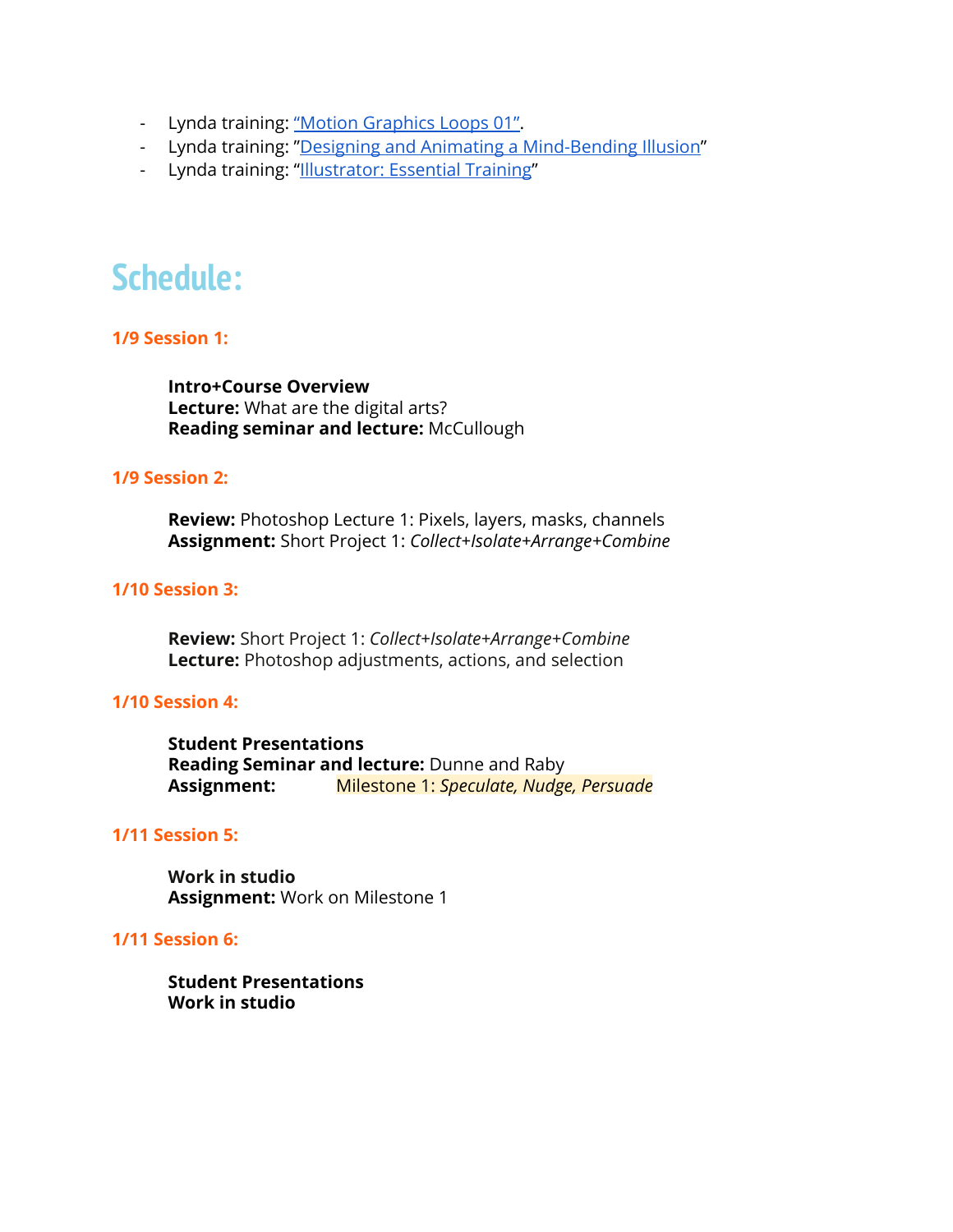- Lynda training: "Motion Graphics Loops 01".
- Lynda training: "Designing and Animating a Mind-Bending Illusion"
- Lynda training: "Illustrator: Essential Training"

# Schedule:

### 1/9 Session 1:

**Intro+Course Overview**
**Lecture:** What are the digital arts?
**Reading seminar and lecture:** McCullough

### 1/9 Session 2:

**Review:** Photoshop Lecture 1: Pixels, layers, masks, channels
**Assignment:** Short Project 1: *Collect+Isolate+Arrange+Combine*

### 1/10 Session 3:

**Review:** Short Project 1: *Collect+Isolate+Arrange+Combine*
**Lecture:** Photoshop adjustments, actions, and selection

### 1/10 Session 4:

**Student Presentations**
**Reading Seminar and lecture:** Dunne and Raby
**Assignment:** Milestone 1: *Speculate, Nudge, Persuade*

### 1/11 Session 5:

**Work in studio**
**Assignment:** Work on Milestone 1

### 1/11 Session 6:

**Student Presentations**
**Work in studio**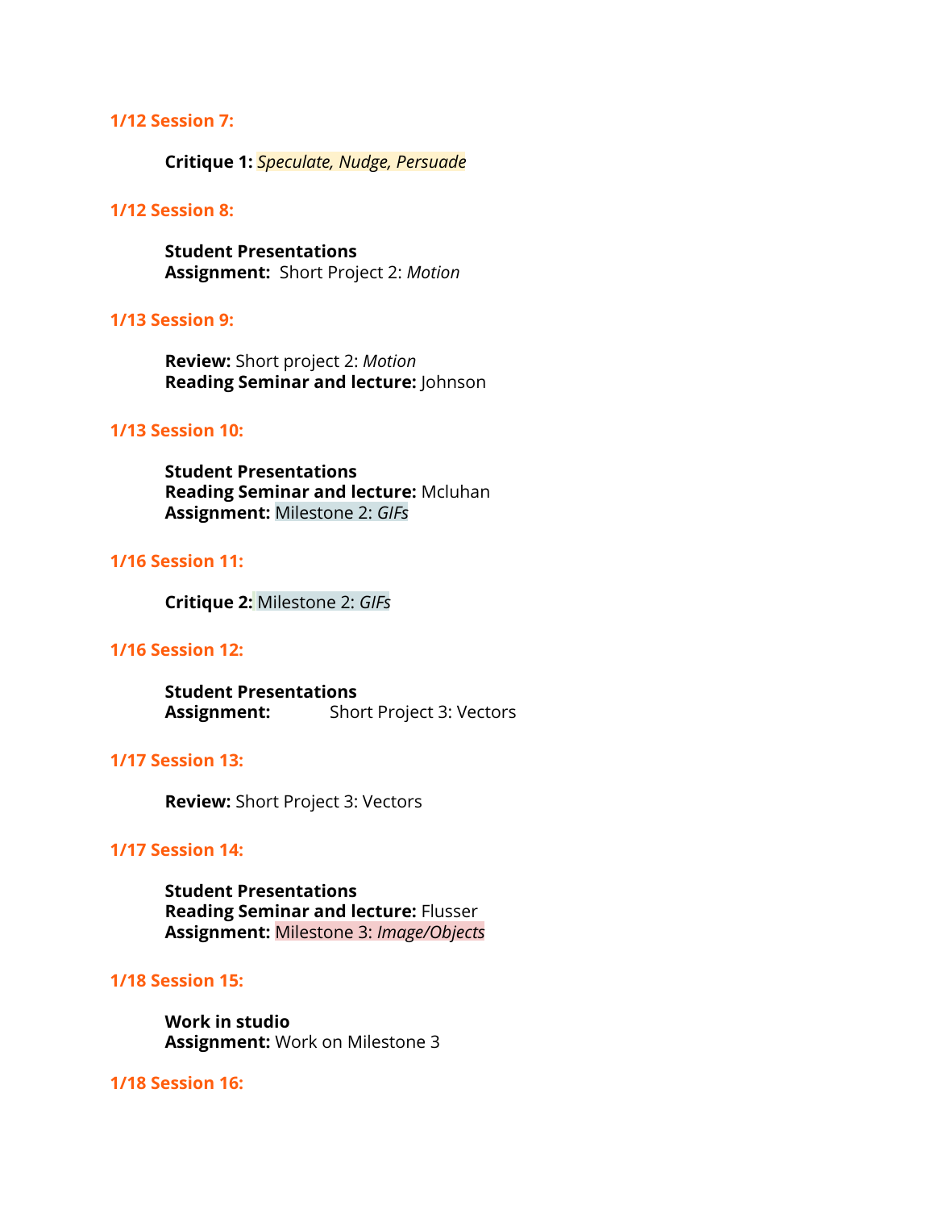### 1/12 Session 7:

**Critique 1:** *Speculate, Nudge, Persuade*

### 1/12 Session 8:

**Student Presentations**
**Assignment:** Short Project 2: *Motion*

### 1/13 Session 9:

**Review:** Short project 2: *Motion*
**Reading Seminar and lecture:** Johnson

### 1/13 Session 10:

**Student Presentations**
**Reading Seminar and lecture:** Mcluhan
**Assignment:** Milestone 2: *GIFs*

### 1/16 Session 11:

**Critique 2:** Milestone 2: *GIFs*

### 1/16 Session 12:

**Student Presentations**
**Assignment:** Short Project 3: Vectors

### 1/17 Session 13:

**Review:** Short Project 3: Vectors

### 1/17 Session 14:

**Student Presentations**
**Reading Seminar and lecture:** Flusser
**Assignment:** Milestone 3: *Image/Objects*

### 1/18 Session 15:

**Work in studio**
**Assignment:** Work on Milestone 3

### 1/18 Session 16: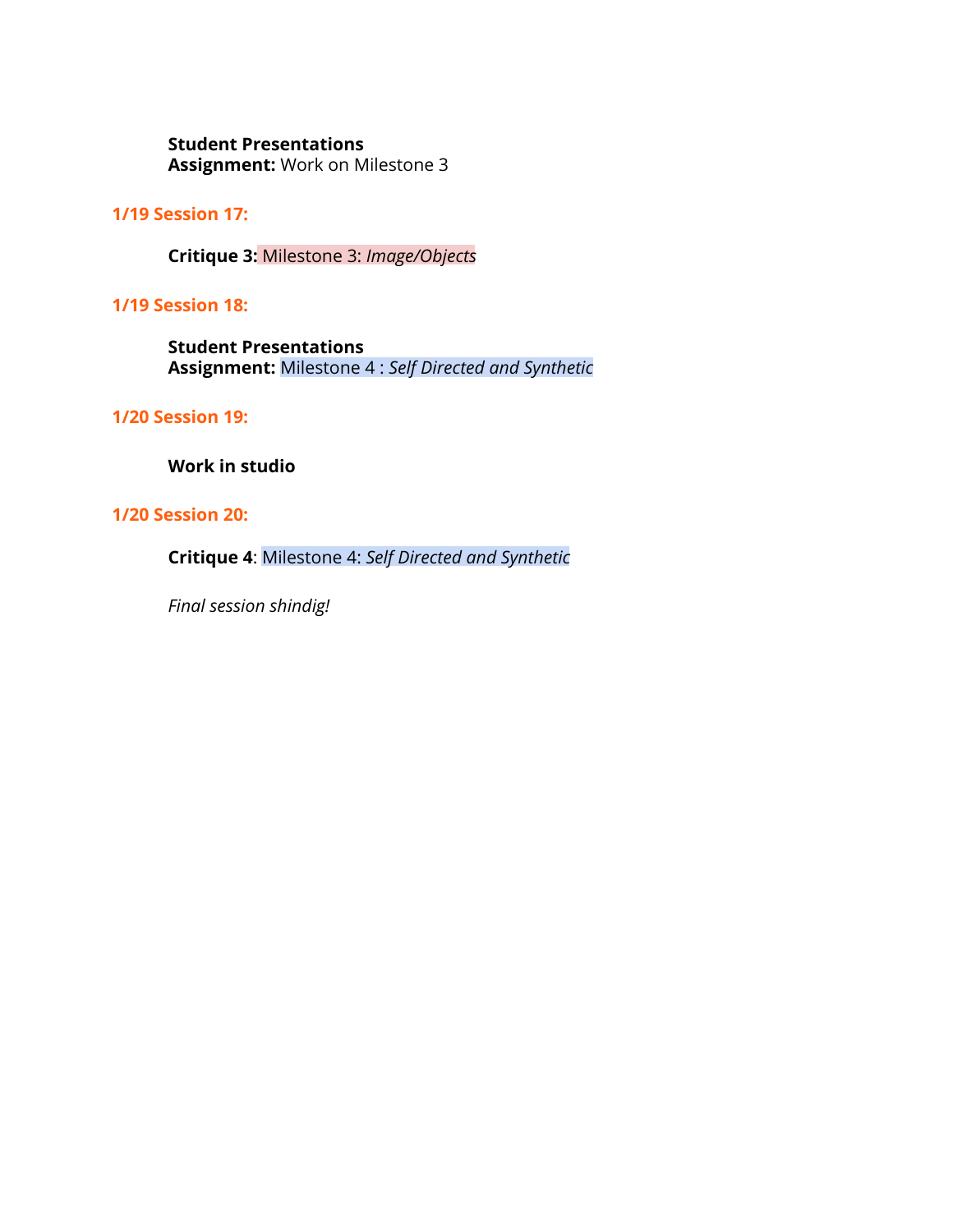**Student Presentations**
**Assignment:** Work on Milestone 3

**1/19 Session 17:**

**Critique 3:** Milestone 3: *Image/Objects*

**1/19 Session 18:**

**Student Presentations**
**Assignment:** Milestone 4 : *Self Directed and Synthetic*

**1/20 Session 19:**

**Work in studio**

**1/20 Session 20:**

**Critique 4**: Milestone 4: *Self Directed and Synthetic*

*Final session shindig!*